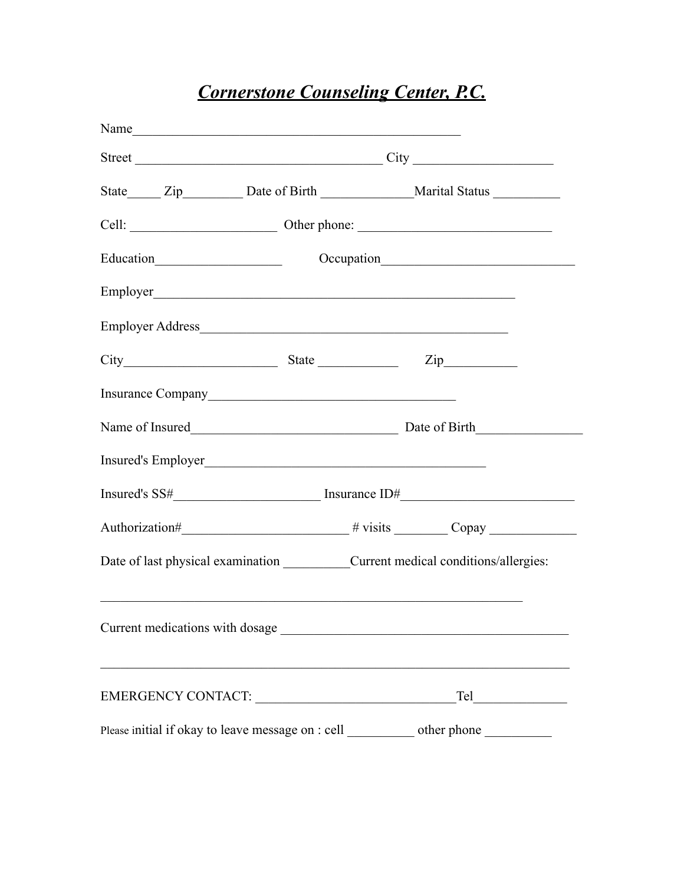# ***Cornerstone Counseling Center, P.C.***

Name_______________________________________________

Street __________________________________ City ____________________

State_____ Zip_________ Date of Birth _____________Marital Status __________

Cell: _____________________ Other phone: ____________________________

Education__________________ Occupation____________________________

Employer____________________________________________________

Employer Address____________________________________________

City______________________ State ___________ Zip__________

Insurance Company___________________________________

Name of Insured______________________________ Date of Birth_______________

Insured's Employer________________________________________

Insured's SS#_____________________ Insurance ID#_________________________

Authorization#________________________ # visits ________ Copay _____________

Date of last physical examination __________Current medical conditions/allergies:

______________________________________________________________

Current medications with dosage __________________________________________

________________________________________________________________________

EMERGENCY CONTACT: _____________________________Tel_____________

Please initial if okay to leave message on : cell __________ other phone __________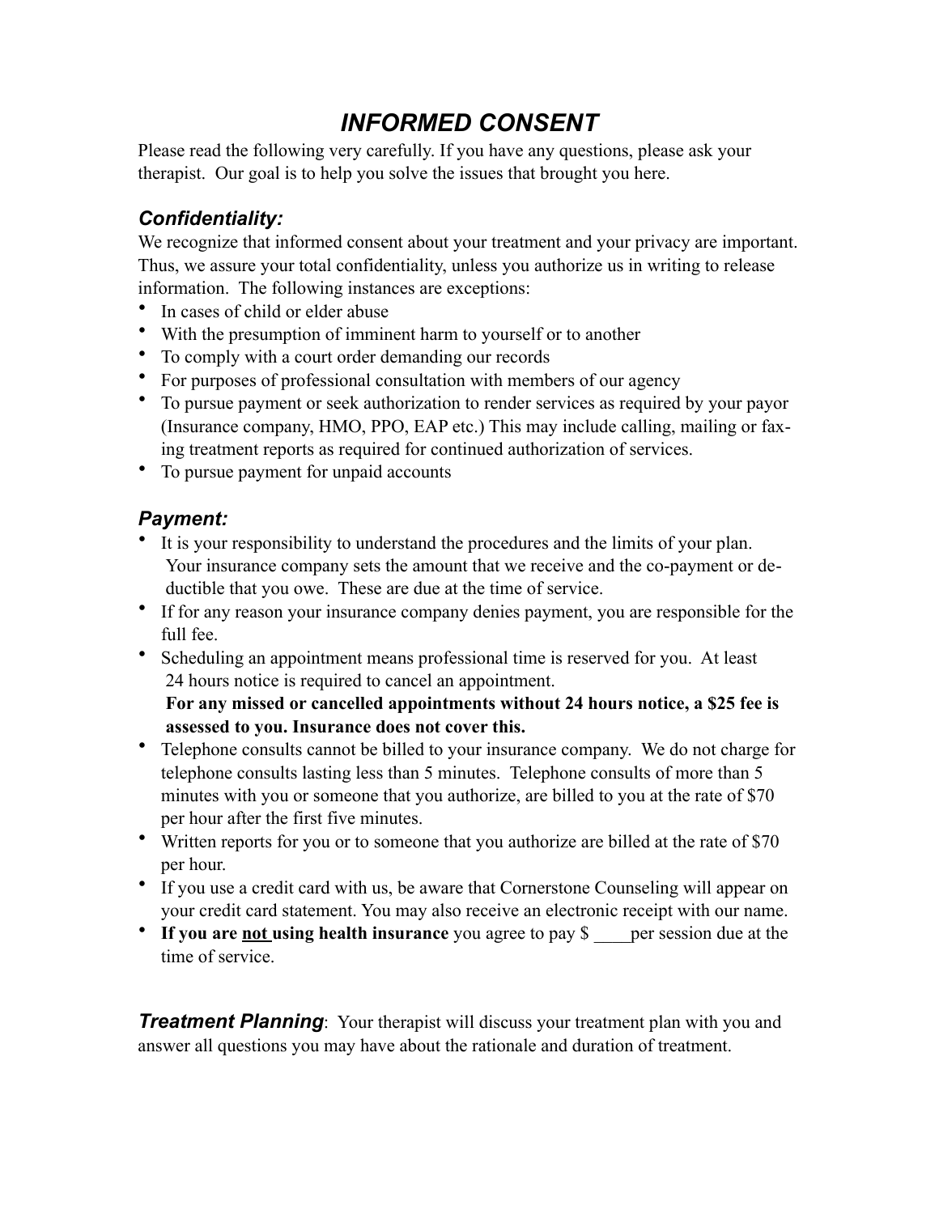# *INFORMED CONSENT*

Please read the following very carefully. If you have any questions, please ask your therapist. Our goal is to help you solve the issues that brought you here.

## *Confidentiality:*

We recognize that informed consent about your treatment and your privacy are important. Thus, we assure your total confidentiality, unless you authorize us in writing to release information. The following instances are exceptions:

- In cases of child or elder abuse
- With the presumption of imminent harm to yourself or to another
- To comply with a court order demanding our records
- For purposes of professional consultation with members of our agency
- To pursue payment or seek authorization to render services as required by your payor (Insurance company, HMO, PPO, EAP etc.) This may include calling, mailing or faxing treatment reports as required for continued authorization of services.
- To pursue payment for unpaid accounts

## *Payment:*

- It is your responsibility to understand the procedures and the limits of your plan. Your insurance company sets the amount that we receive and the co-payment or deductible that you owe. These are due at the time of service.
- If for any reason your insurance company denies payment, you are responsible for the full fee.
- Scheduling an appointment means professional time is reserved for you. At least 24 hours notice is required to cancel an appointment.
  **For any missed or cancelled appointments without 24 hours notice, a $25 fee is assessed to you. Insurance does not cover this.**
- Telephone consults cannot be billed to your insurance company. We do not charge for telephone consults lasting less than 5 minutes. Telephone consults of more than 5 minutes with you or someone that you authorize, are billed to you at the rate of $70 per hour after the first five minutes.
- Written reports for you or to someone that you authorize are billed at the rate of $70 per hour.
- If you use a credit card with us, be aware that Cornerstone Counseling will appear on your credit card statement. You may also receive an electronic receipt with our name.
- **If you are <u>not</u> using health insurance** you agree to pay $ ____per session due at the time of service.

***Treatment Planning***: Your therapist will discuss your treatment plan with you and answer all questions you may have about the rationale and duration of treatment.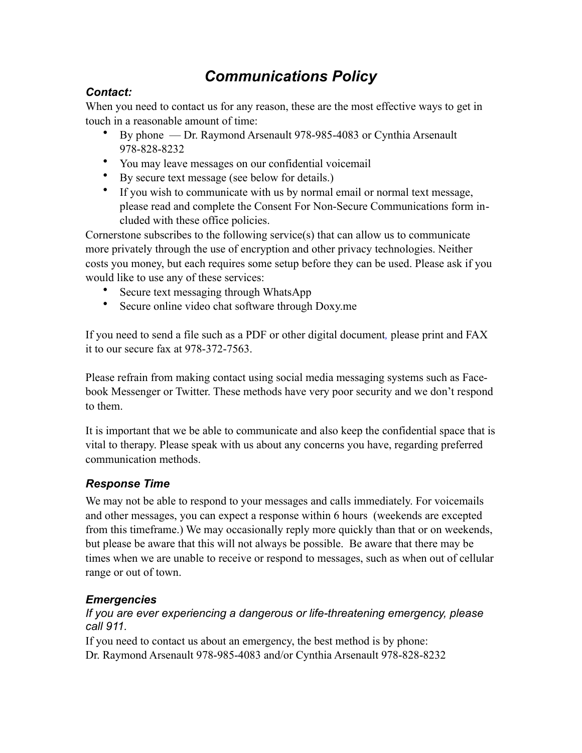# *Communications Policy*

### *Contact:*

When you need to contact us for any reason, these are the most effective ways to get in touch in a reasonable amount of time:

- By phone — Dr. Raymond Arsenault 978-985-4083 or Cynthia Arsenault 978-828-8232
- You may leave messages on our confidential voicemail
- By secure text message (see below for details.)
- If you wish to communicate with us by normal email or normal text message, please read and complete the Consent For Non-Secure Communications form included with these office policies.

Cornerstone subscribes to the following service(s) that can allow us to communicate more privately through the use of encryption and other privacy technologies. Neither costs you money, but each requires some setup before they can be used. Please ask if you would like to use any of these services:

- Secure text messaging through WhatsApp
- Secure online video chat software through Doxy.me

If you need to send a file such as a PDF or other digital document, please print and FAX it to our secure fax at 978-372-7563.

Please refrain from making contact using social media messaging systems such as Facebook Messenger or Twitter. These methods have very poor security and we don't respond to them.

It is important that we be able to communicate and also keep the confidential space that is vital to therapy. Please speak with us about any concerns you have, regarding preferred communication methods.

### *Response Time*

We may not be able to respond to your messages and calls immediately. For voicemails and other messages, you can expect a response within 6 hours (weekends are excepted from this timeframe.) We may occasionally reply more quickly than that or on weekends, but please be aware that this will not always be possible. Be aware that there may be times when we are unable to receive or respond to messages, such as when out of cellular range or out of town.

### *Emergencies*

*If you are ever experiencing a dangerous or life-threatening emergency, please call 911.*

If you need to contact us about an emergency, the best method is by phone:
Dr. Raymond Arsenault 978-985-4083 and/or Cynthia Arsenault 978-828-8232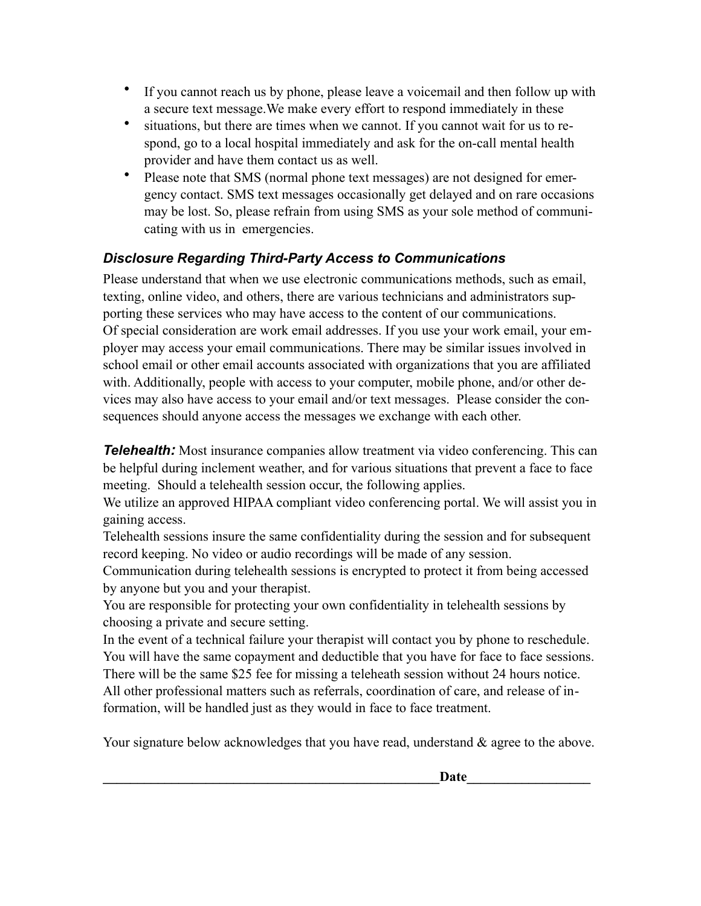- If you cannot reach us by phone, please leave a voicemail and then follow up with a secure text message.We make every effort to respond immediately in these
- situations, but there are times when we cannot. If you cannot wait for us to respond, go to a local hospital immediately and ask for the on-call mental health provider and have them contact us as well.
- Please note that SMS (normal phone text messages) are not designed for emergency contact. SMS text messages occasionally get delayed and on rare occasions may be lost. So, please refrain from using SMS as your sole method of communicating with us in emergencies.

### *Disclosure Regarding Third-Party Access to Communications*

Please understand that when we use electronic communications methods, such as email, texting, online video, and others, there are various technicians and administrators supporting these services who may have access to the content of our communications. Of special consideration are work email addresses. If you use your work email, your employer may access your email communications. There may be similar issues involved in school email or other email accounts associated with organizations that you are affiliated with. Additionally, people with access to your computer, mobile phone, and/or other devices may also have access to your email and/or text messages. Please consider the consequences should anyone access the messages we exchange with each other.

***Telehealth:*** Most insurance companies allow treatment via video conferencing. This can be helpful during inclement weather, and for various situations that prevent a face to face meeting. Should a telehealth session occur, the following applies.
We utilize an approved HIPAA compliant video conferencing portal. We will assist you in gaining access.
Telehealth sessions insure the same confidentiality during the session and for subsequent record keeping. No video or audio recordings will be made of any session.
Communication during telehealth sessions is encrypted to protect it from being accessed by anyone but you and your therapist.
You are responsible for protecting your own confidentiality in telehealth sessions by choosing a private and secure setting.
In the event of a technical failure your therapist will contact you by phone to reschedule.
You will have the same copayment and deductible that you have for face to face sessions.
There will be the same $25 fee for missing a teleheath session without 24 hours notice.
All other professional matters such as referrals, coordination of care, and release of information, will be handled just as they would in face to face treatment.

Your signature below acknowledges that you have read, understand & agree to the above.

**___________________________________________________Date__________________**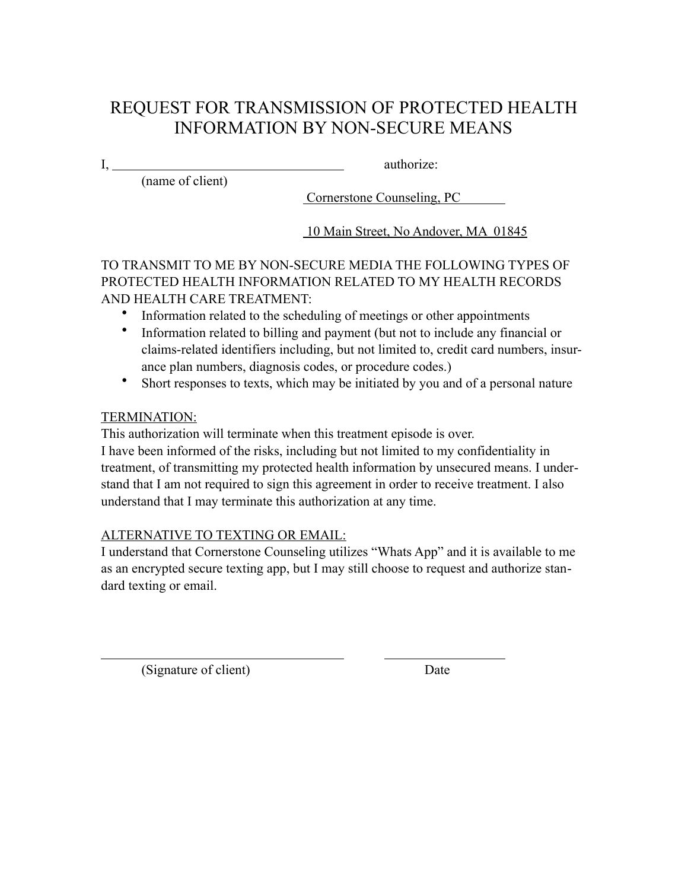# REQUEST FOR TRANSMISSION OF PROTECTED HEALTH INFORMATION BY NON-SECURE MEANS

I, ________________________________ authorize:
(name of client)

Cornerstone Counseling, PC

10 Main Street, No Andover, MA 01845

TO TRANSMIT TO ME BY NON-SECURE MEDIA THE FOLLOWING TYPES OF PROTECTED HEALTH INFORMATION RELATED TO MY HEALTH RECORDS AND HEALTH CARE TREATMENT:

- Information related to the scheduling of meetings or other appointments
- Information related to billing and payment (but not to include any financial or claims-related identifiers including, but not limited to, credit card numbers, insurance plan numbers, diagnosis codes, or procedure codes.)
- Short responses to texts, which may be initiated by you and of a personal nature

<u>TERMINATION:</u>
This authorization will terminate when this treatment episode is over.
I have been informed of the risks, including but not limited to my confidentiality in treatment, of transmitting my protected health information by unsecured means. I understand that I am not required to sign this agreement in order to receive treatment. I also understand that I may terminate this authorization at any time.

<u>ALTERNATIVE TO TEXTING OR EMAIL:</u>
I understand that Cornerstone Counseling utilizes "Whats App" and it is available to me as an encrypted secure texting app, but I may still choose to request and authorize standard texting or email.

________________________________ ____________________
(Signature of client) Date